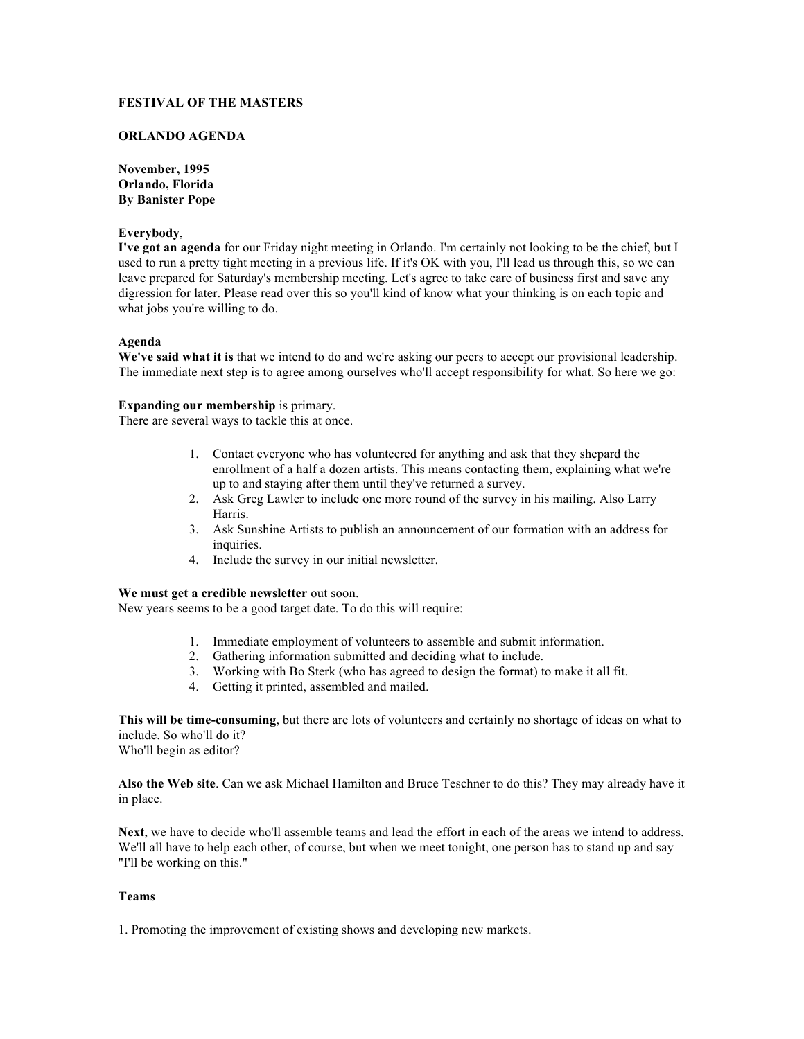**FESTIVAL OF THE MASTERS**

**ORLANDO AGENDA**

**November, 1995**
**Orlando, Florida**
**By Banister Pope**

**Everybody**,
**I've got an agenda** for our Friday night meeting in Orlando. I'm certainly not looking to be the chief, but I used to run a pretty tight meeting in a previous life. If it's OK with you, I'll lead us through this, so we can leave prepared for Saturday's membership meeting. Let's agree to take care of business first and save any digression for later. Please read over this so you'll kind of know what your thinking is on each topic and what jobs you're willing to do.

**Agenda**
**We've said what it is** that we intend to do and we're asking our peers to accept our provisional leadership. The immediate next step is to agree among ourselves who'll accept responsibility for what. So here we go:

**Expanding our membership** is primary.
There are several ways to tackle this at once.

1. Contact everyone who has volunteered for anything and ask that they shepard the enrollment of a half a dozen artists. This means contacting them, explaining what we're up to and staying after them until they've returned a survey.
2. Ask Greg Lawler to include one more round of the survey in his mailing. Also Larry Harris.
3. Ask Sunshine Artists to publish an announcement of our formation with an address for inquiries.
4. Include the survey in our initial newsletter.

**We must get a credible newsletter** out soon.
New years seems to be a good target date. To do this will require:

1. Immediate employment of volunteers to assemble and submit information.
2. Gathering information submitted and deciding what to include.
3. Working with Bo Sterk (who has agreed to design the format) to make it all fit.
4. Getting it printed, assembled and mailed.

**This will be time-consuming**, but there are lots of volunteers and certainly no shortage of ideas on what to include. So who'll do it?
Who'll begin as editor?

**Also the Web site**. Can we ask Michael Hamilton and Bruce Teschner to do this? They may already have it in place.

**Next**, we have to decide who'll assemble teams and lead the effort in each of the areas we intend to address. We'll all have to help each other, of course, but when we meet tonight, one person has to stand up and say "I'll be working on this."

**Teams**

1. Promoting the improvement of existing shows and developing new markets.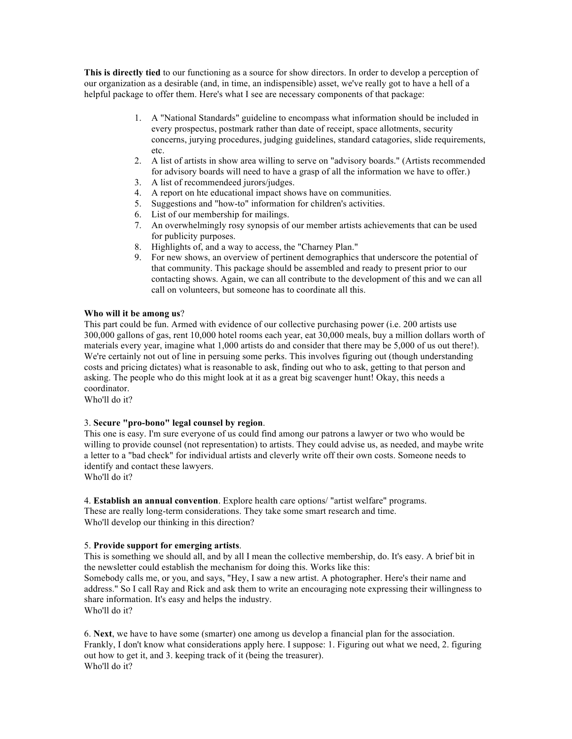**This is directly tied** to our functioning as a source for show directors. In order to develop a perception of our organization as a desirable (and, in time, an indispensible) asset, we've really got to have a hell of a helpful package to offer them. Here's what I see are necessary components of that package:

1. A "National Standards" guideline to encompass what information should be included in every prospectus, postmark rather than date of receipt, space allotments, security concerns, jurying procedures, judging guidelines, standard catagories, slide requirements, etc.
2. A list of artists in show area willing to serve on "advisory boards." (Artists recommended for advisory boards will need to have a grasp of all the information we have to offer.)
3. A list of recommendeed jurors/judges.
4. A report on hte educational impact shows have on communities.
5. Suggestions and "how-to" information for children's activities.
6. List of our membership for mailings.
7. An overwhelmingly rosy synopsis of our member artists achievements that can be used for publicity purposes.
8. Highlights of, and a way to access, the "Charney Plan."
9. For new shows, an overview of pertinent demographics that underscore the potential of that community. This package should be assembled and ready to present prior to our contacting shows. Again, we can all contribute to the development of this and we can all call on volunteers, but someone has to coordinate all this.

**Who will it be among us**?
This part could be fun. Armed with evidence of our collective purchasing power (i.e. 200 artists use 300,000 gallons of gas, rent 10,000 hotel rooms each year, eat 30,000 meals, buy a million dollars worth of materials every year, imagine what 1,000 artists do and consider that there may be 5,000 of us out there!). We're certainly not out of line in persuing some perks. This involves figuring out (though understanding costs and pricing dictates) what is reasonable to ask, finding out who to ask, getting to that person and asking. The people who do this might look at it as a great big scavenger hunt! Okay, this needs a coordinator.
Who'll do it?

3. **Secure "pro-bono" legal counsel by region**.
This one is easy. I'm sure everyone of us could find among our patrons a lawyer or two who would be willing to provide counsel (not representation) to artists. They could advise us, as needed, and maybe write a letter to a "bad check" for individual artists and cleverly write off their own costs. Someone needs to identify and contact these lawyers.
Who'll do it?

4. **Establish an annual convention**. Explore health care options/ "artist welfare" programs.
These are really long-term considerations. They take some smart research and time.
Who'll develop our thinking in this direction?

5. **Provide support for emerging artists**.
This is something we should all, and by all I mean the collective membership, do. It's easy. A brief bit in the newsletter could establish the mechanism for doing this. Works like this:
Somebody calls me, or you, and says, "Hey, I saw a new artist. A photographer. Here's their name and address." So I call Ray and Rick and ask them to write an encouraging note expressing their willingness to share information. It's easy and helps the industry.
Who'll do it?

6. **Next**, we have to have some (smarter) one among us develop a financial plan for the association. Frankly, I don't know what considerations apply here. I suppose: 1. Figuring out what we need, 2. figuring out how to get it, and 3. keeping track of it (being the treasurer).
Who'll do it?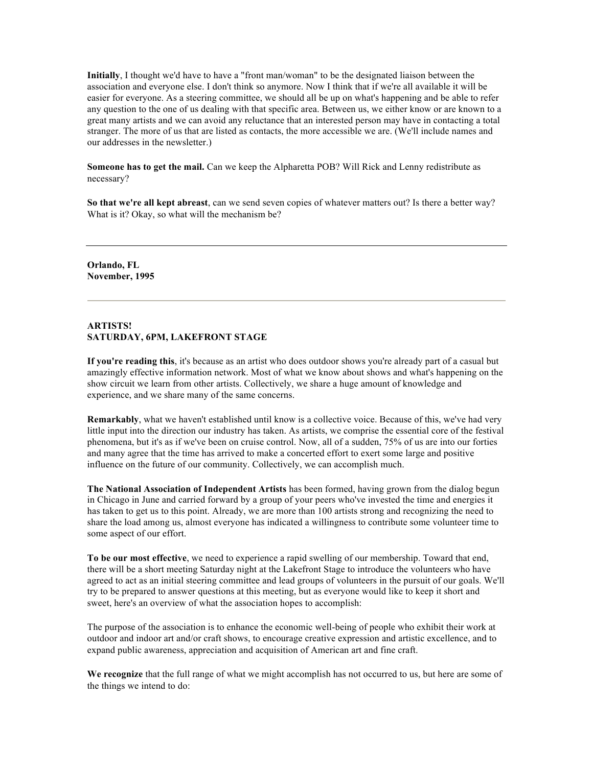**Initially**, I thought we'd have to have a "front man/woman" to be the designated liaison between the association and everyone else. I don't think so anymore. Now I think that if we're all available it will be easier for everyone. As a steering committee, we should all be up on what's happening and be able to refer any question to the one of us dealing with that specific area. Between us, we either know or are known to a great many artists and we can avoid any reluctance that an interested person may have in contacting a total stranger. The more of us that are listed as contacts, the more accessible we are. (We'll include names and our addresses in the newsletter.)

**Someone has to get the mail.** Can we keep the Alpharetta POB? Will Rick and Lenny redistribute as necessary?

**So that we're all kept abreast**, can we send seven copies of whatever matters out? Is there a better way? What is it? Okay, so what will the mechanism be?

---

**Orlando, FL**
**November, 1995**

---

**ARTISTS!**
**SATURDAY, 6PM, LAKEFRONT STAGE**

**If you're reading this**, it's because as an artist who does outdoor shows you're already part of a casual but amazingly effective information network. Most of what we know about shows and what's happening on the show circuit we learn from other artists. Collectively, we share a huge amount of knowledge and experience, and we share many of the same concerns.

**Remarkably**, what we haven't established until know is a collective voice. Because of this, we've had very little input into the direction our industry has taken. As artists, we comprise the essential core of the festival phenomena, but it's as if we've been on cruise control. Now, all of a sudden, 75% of us are into our forties and many agree that the time has arrived to make a concerted effort to exert some large and positive influence on the future of our community. Collectively, we can accomplish much.

**The National Association of Independent Artists** has been formed, having grown from the dialog begun in Chicago in June and carried forward by a group of your peers who've invested the time and energies it has taken to get us to this point. Already, we are more than 100 artists strong and recognizing the need to share the load among us, almost everyone has indicated a willingness to contribute some volunteer time to some aspect of our effort.

**To be our most effective**, we need to experience a rapid swelling of our membership. Toward that end, there will be a short meeting Saturday night at the Lakefront Stage to introduce the volunteers who have agreed to act as an initial steering committee and lead groups of volunteers in the pursuit of our goals. We'll try to be prepared to answer questions at this meeting, but as everyone would like to keep it short and sweet, here's an overview of what the association hopes to accomplish:

The purpose of the association is to enhance the economic well-being of people who exhibit their work at outdoor and indoor art and/or craft shows, to encourage creative expression and artistic excellence, and to expand public awareness, appreciation and acquisition of American art and fine craft.

**We recognize** that the full range of what we might accomplish has not occurred to us, but here are some of the things we intend to do: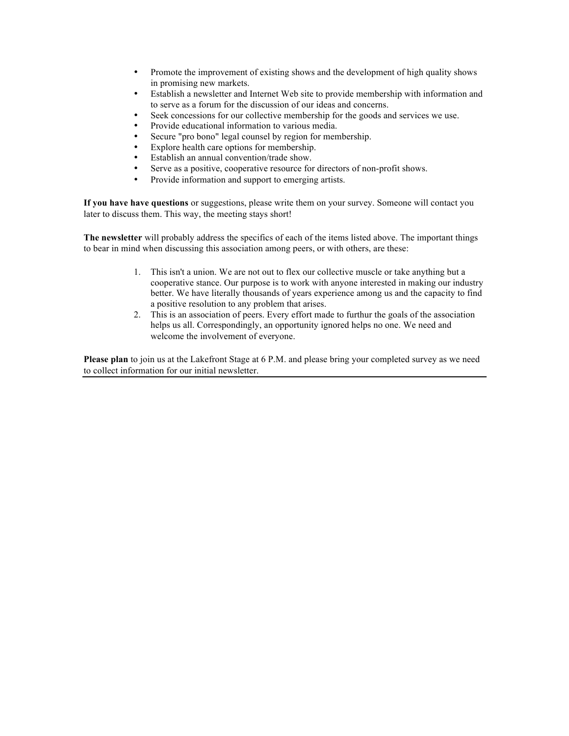- Promote the improvement of existing shows and the development of high quality shows in promising new markets.
- Establish a newsletter and Internet Web site to provide membership with information and to serve as a forum for the discussion of our ideas and concerns.
- Seek concessions for our collective membership for the goods and services we use.
- Provide educational information to various media.
- Secure "pro bono" legal counsel by region for membership.
- Explore health care options for membership.
- Establish an annual convention/trade show.
- Serve as a positive, cooperative resource for directors of non-profit shows.
- Provide information and support to emerging artists.

**If you have have questions** or suggestions, please write them on your survey. Someone will contact you later to discuss them. This way, the meeting stays short!

**The newsletter** will probably address the specifics of each of the items listed above. The important things to bear in mind when discussing this association among peers, or with others, are these:

1. This isn't a union. We are not out to flex our collective muscle or take anything but a cooperative stance. Our purpose is to work with anyone interested in making our industry better. We have literally thousands of years experience among us and the capacity to find a positive resolution to any problem that arises.
2. This is an association of peers. Every effort made to furthur the goals of the association helps us all. Correspondingly, an opportunity ignored helps no one. We need and welcome the involvement of everyone.

**Please plan** to join us at the Lakefront Stage at 6 P.M. and please bring your completed survey as we need to collect information for our initial newsletter.